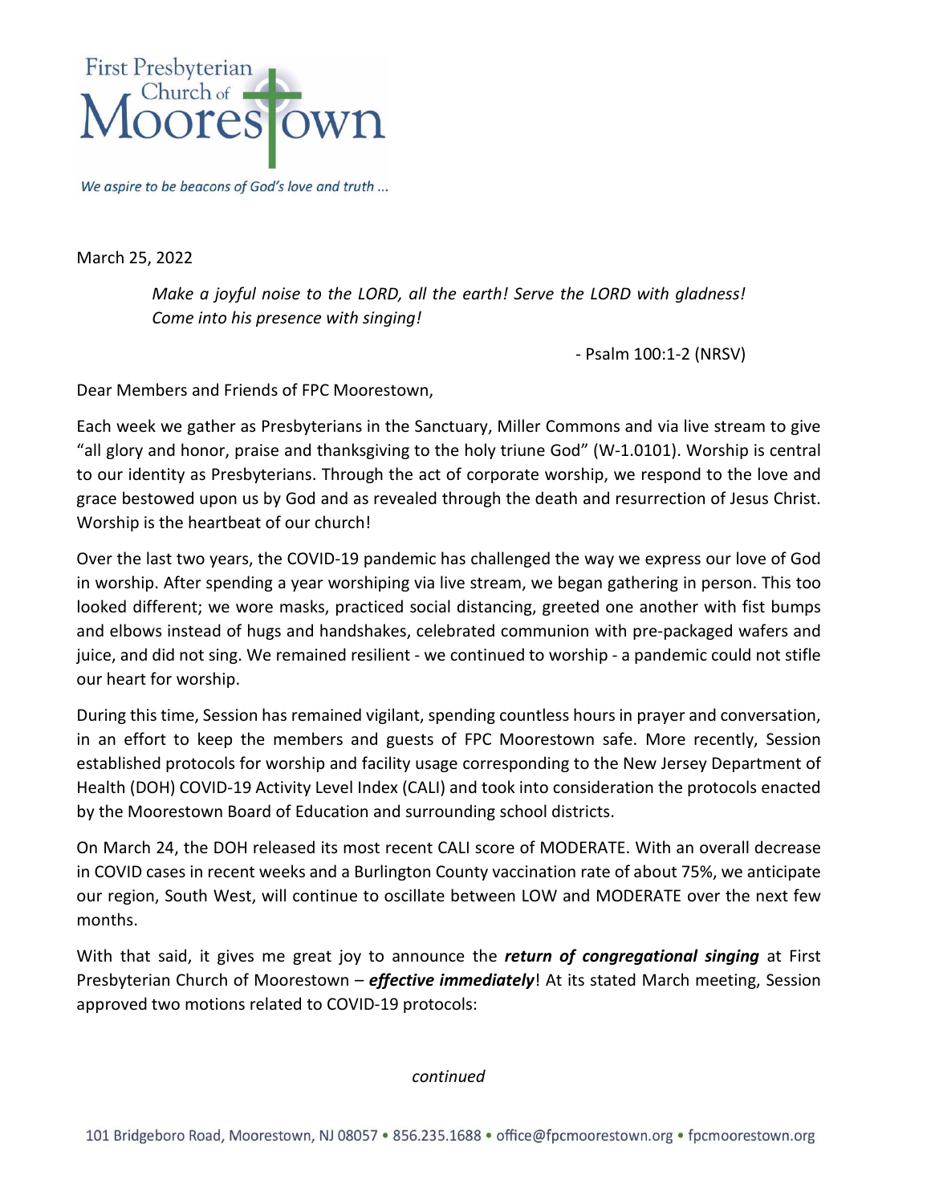First Presbyterian Church of Moorestown

*We aspire to be beacons of God's love and truth ...*

March 25, 2022

> *Make a joyful noise to the LORD, all the earth! Serve the LORD with gladness! Come into his presence with singing!*
>
> \- Psalm 100:1-2 (NRSV)

Dear Members and Friends of FPC Moorestown,

Each week we gather as Presbyterians in the Sanctuary, Miller Commons and via live stream to give "all glory and honor, praise and thanksgiving to the holy triune God" (W-1.0101). Worship is central to our identity as Presbyterians. Through the act of corporate worship, we respond to the love and grace bestowed upon us by God and as revealed through the death and resurrection of Jesus Christ. Worship is the heartbeat of our church!

Over the last two years, the COVID-19 pandemic has challenged the way we express our love of God in worship. After spending a year worshiping via live stream, we began gathering in person. This too looked different; we wore masks, practiced social distancing, greeted one another with fist bumps and elbows instead of hugs and handshakes, celebrated communion with pre-packaged wafers and juice, and did not sing. We remained resilient - we continued to worship - a pandemic could not stifle our heart for worship.

During this time, Session has remained vigilant, spending countless hours in prayer and conversation, in an effort to keep the members and guests of FPC Moorestown safe. More recently, Session established protocols for worship and facility usage corresponding to the New Jersey Department of Health (DOH) COVID-19 Activity Level Index (CALI) and took into consideration the protocols enacted by the Moorestown Board of Education and surrounding school districts.

On March 24, the DOH released its most recent CALI score of MODERATE. With an overall decrease in COVID cases in recent weeks and a Burlington County vaccination rate of about 75%, we anticipate our region, South West, will continue to oscillate between LOW and MODERATE over the next few months.

With that said, it gives me great joy to announce the ***return of congregational singing*** at First Presbyterian Church of Moorestown – ***effective immediately***! At its stated March meeting, Session approved two motions related to COVID-19 protocols:

*continued*

101 Bridgeboro Road, Moorestown, NJ 08057 • 856.235.1688 • office@fpcmoorestown.org • fpcmoorestown.org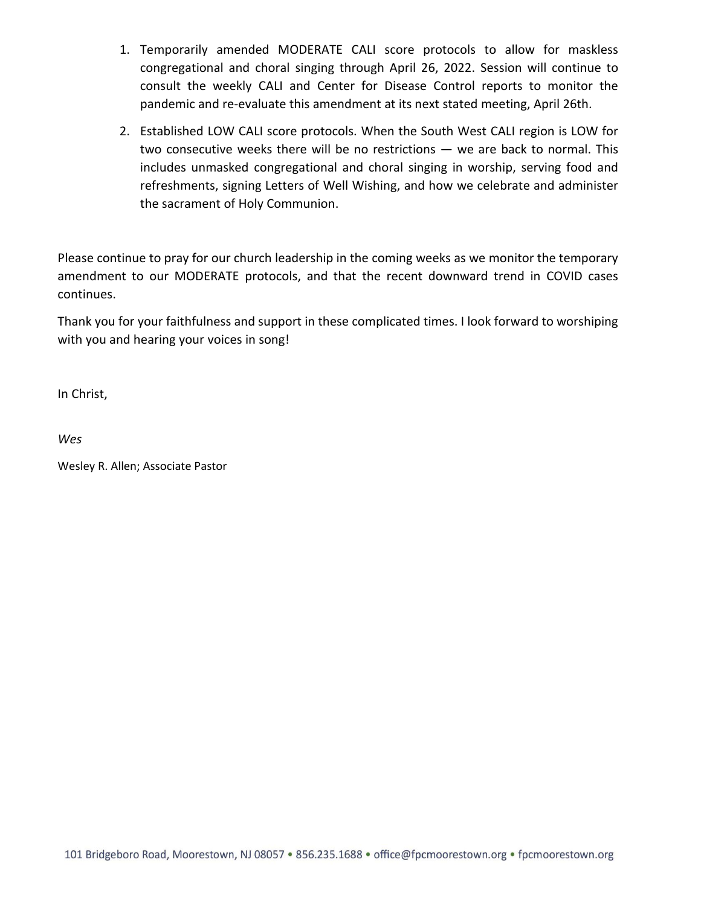1. Temporarily amended MODERATE CALI score protocols to allow for maskless congregational and choral singing through April 26, 2022. Session will continue to consult the weekly CALI and Center for Disease Control reports to monitor the pandemic and re-evaluate this amendment at its next stated meeting, April 26th.
2. Established LOW CALI score protocols. When the South West CALI region is LOW for two consecutive weeks there will be no restrictions — we are back to normal. This includes unmasked congregational and choral singing in worship, serving food and refreshments, signing Letters of Well Wishing, and how we celebrate and administer the sacrament of Holy Communion.

Please continue to pray for our church leadership in the coming weeks as we monitor the temporary amendment to our MODERATE protocols, and that the recent downward trend in COVID cases continues.

Thank you for your faithfulness and support in these complicated times. I look forward to worshiping with you and hearing your voices in song!

In Christ,

*Wes*

Wesley R. Allen; Associate Pastor

101 Bridgeboro Road, Moorestown, NJ 08057 • 856.235.1688 • office@fpcmoorestown.org • fpcmoorestown.org